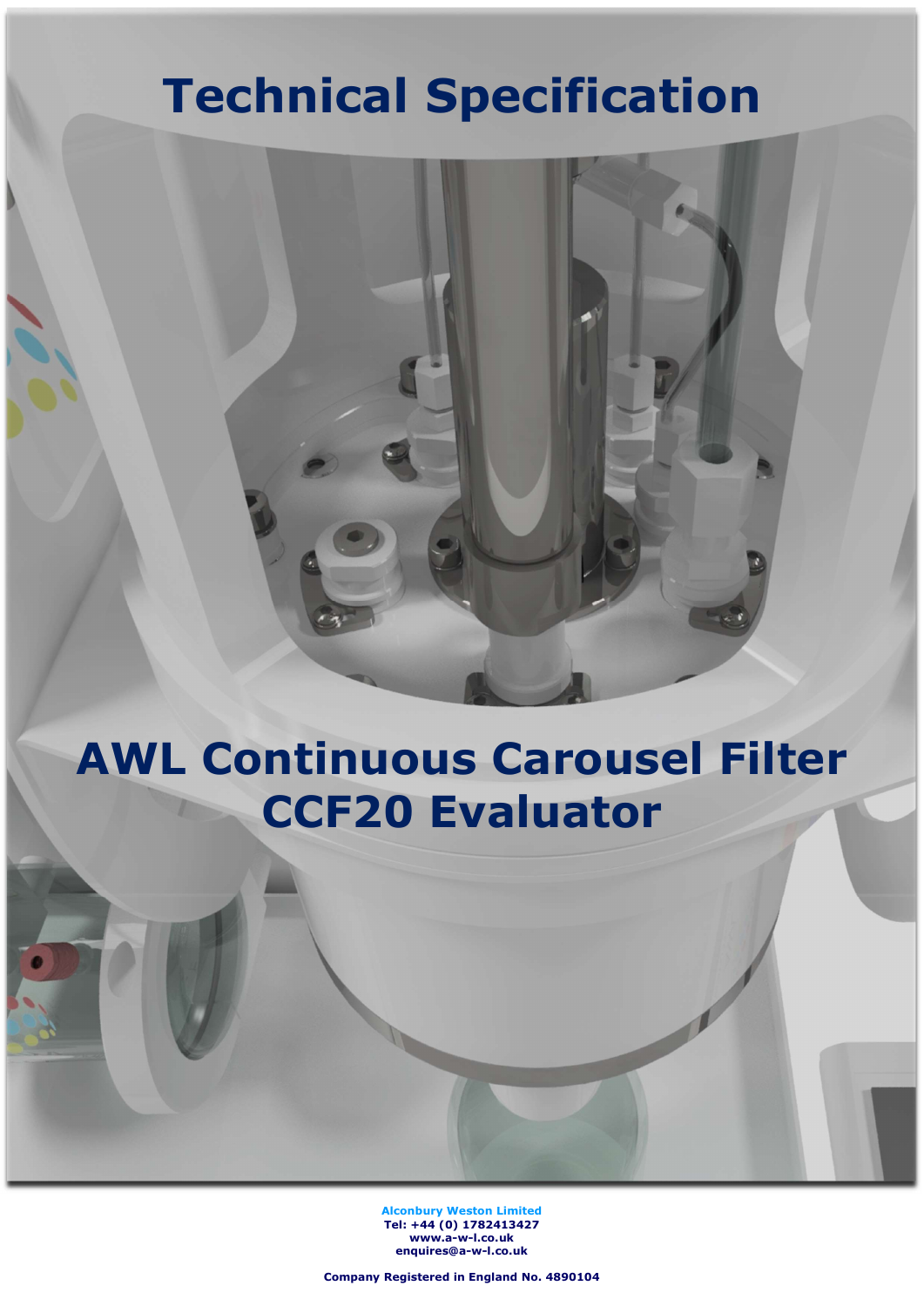# Technical Specification

# AWL Continuous Carousel Filter CCF20 Evaluator

**Alconbury Weston Limited**
**Tel: +44 (0) 1782413427**
**www.a-w-l.co.uk**
**enquires@a-w-l.co.uk**

**Company Registered in England No. 4890104**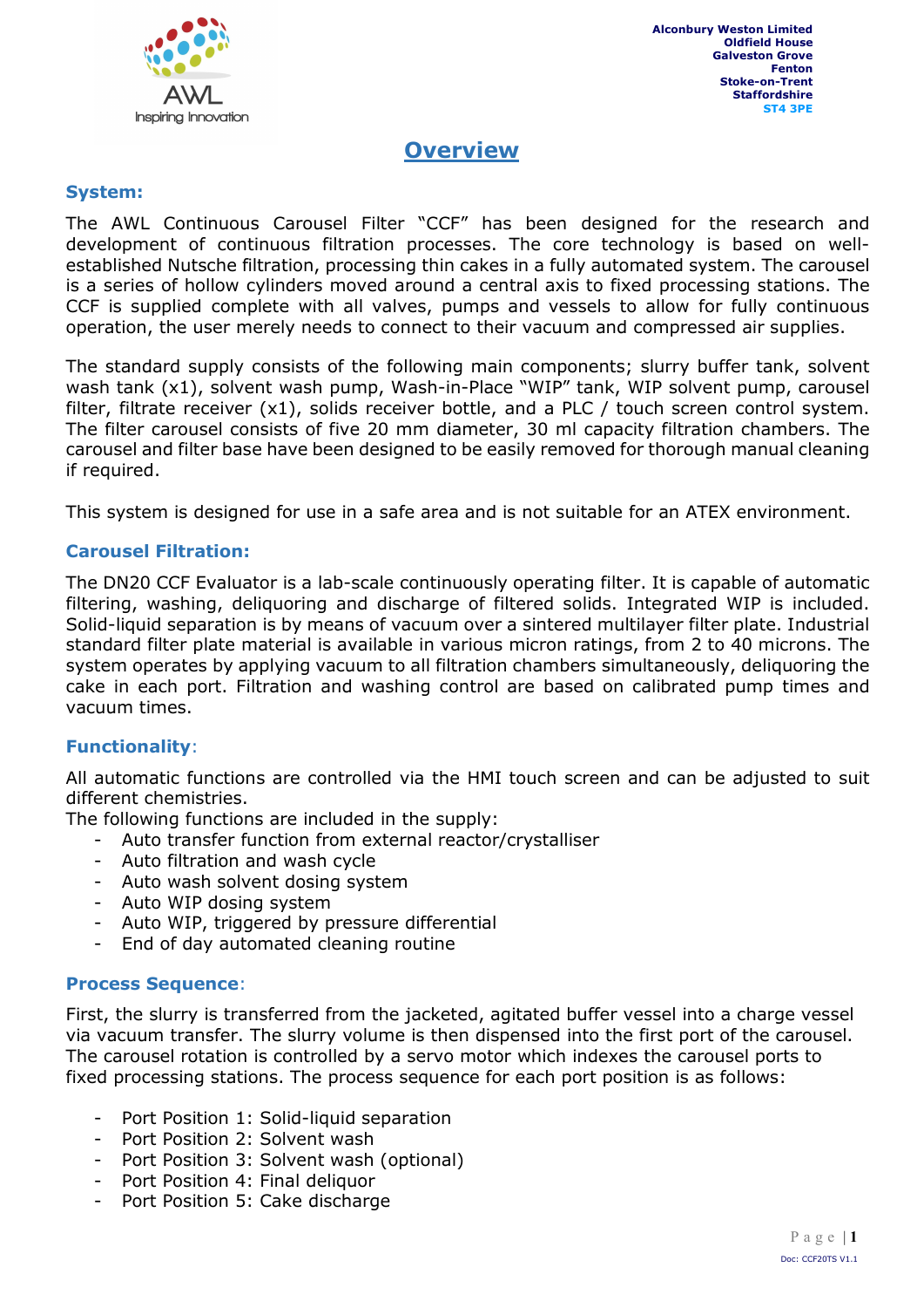Alconbury Weston Limited
Oldfield House
Galveston Grove
Fenton
Stoke-on-Trent
Staffordshire
ST4 3PE

# Overview

## System:

The AWL Continuous Carousel Filter "CCF" has been designed for the research and development of continuous filtration processes. The core technology is based on well-established Nutsche filtration, processing thin cakes in a fully automated system. The carousel is a series of hollow cylinders moved around a central axis to fixed processing stations. The CCF is supplied complete with all valves, pumps and vessels to allow for fully continuous operation, the user merely needs to connect to their vacuum and compressed air supplies.

The standard supply consists of the following main components; slurry buffer tank, solvent wash tank (x1), solvent wash pump, Wash-in-Place "WIP" tank, WIP solvent pump, carousel filter, filtrate receiver (x1), solids receiver bottle, and a PLC / touch screen control system. The filter carousel consists of five 20 mm diameter, 30 ml capacity filtration chambers. The carousel and filter base have been designed to be easily removed for thorough manual cleaning if required.

This system is designed for use in a safe area and is not suitable for an ATEX environment.

## Carousel Filtration:

The DN20 CCF Evaluator is a lab-scale continuously operating filter. It is capable of automatic filtering, washing, deliquoring and discharge of filtered solids. Integrated WIP is included. Solid-liquid separation is by means of vacuum over a sintered multilayer filter plate. Industrial standard filter plate material is available in various micron ratings, from 2 to 40 microns. The system operates by applying vacuum to all filtration chambers simultaneously, deliquoring the cake in each port. Filtration and washing control are based on calibrated pump times and vacuum times.

## Functionality:

All automatic functions are controlled via the HMI touch screen and can be adjusted to suit different chemistries.
The following functions are included in the supply:

- Auto transfer function from external reactor/crystalliser
- Auto filtration and wash cycle
- Auto wash solvent dosing system
- Auto WIP dosing system
- Auto WIP, triggered by pressure differential
- End of day automated cleaning routine

## Process Sequence:

First, the slurry is transferred from the jacketed, agitated buffer vessel into a charge vessel via vacuum transfer. The slurry volume is then dispensed into the first port of the carousel. The carousel rotation is controlled by a servo motor which indexes the carousel ports to fixed processing stations. The process sequence for each port position is as follows:

- Port Position 1: Solid-liquid separation
- Port Position 2: Solvent wash
- Port Position 3: Solvent wash (optional)
- Port Position 4: Final deliquor
- Port Position 5: Cake discharge

Doc: CCF20TS V1.1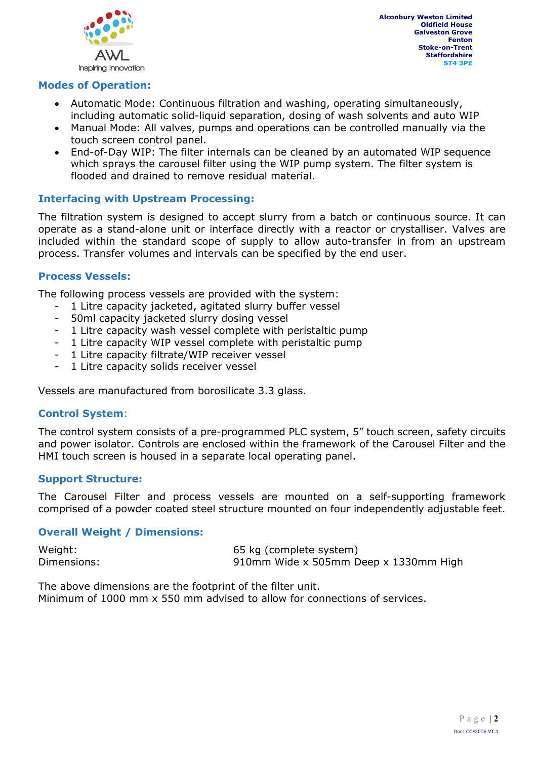## Modes of Operation:

- Automatic Mode: Continuous filtration and washing, operating simultaneously, including automatic solid-liquid separation, dosing of wash solvents and auto WIP
- Manual Mode: All valves, pumps and operations can be controlled manually via the touch screen control panel.
- End-of-Day WIP: The filter internals can be cleaned by an automated WIP sequence which sprays the carousel filter using the WIP pump system. The filter system is flooded and drained to remove residual material.

## Interfacing with Upstream Processing:

The filtration system is designed to accept slurry from a batch or continuous source. It can operate as a stand-alone unit or interface directly with a reactor or crystalliser. Valves are included within the standard scope of supply to allow auto-transfer in from an upstream process. Transfer volumes and intervals can be specified by the end user.

## Process Vessels:

The following process vessels are provided with the system:

- 1 Litre capacity jacketed, agitated slurry buffer vessel
- 50ml capacity jacketed slurry dosing vessel
- 1 Litre capacity wash vessel complete with peristaltic pump
- 1 Litre capacity WIP vessel complete with peristaltic pump
- 1 Litre capacity filtrate/WIP receiver vessel
- 1 Litre capacity solids receiver vessel

Vessels are manufactured from borosilicate 3.3 glass.

## Control System:

The control system consists of a pre-programmed PLC system, 5" touch screen, safety circuits and power isolator. Controls are enclosed within the framework of the Carousel Filter and the HMI touch screen is housed in a separate local operating panel.

## Support Structure:

The Carousel Filter and process vessels are mounted on a self-supporting framework comprised of a powder coated steel structure mounted on four independently adjustable feet.

## Overall Weight / Dimensions:

| | |
|---|---|
| Weight: | 65 kg (complete system) |
| Dimensions: | 910mm Wide x 505mm Deep x 1330mm High |

The above dimensions are the footprint of the filter unit.
Minimum of 1000 mm x 550 mm advised to allow for connections of services.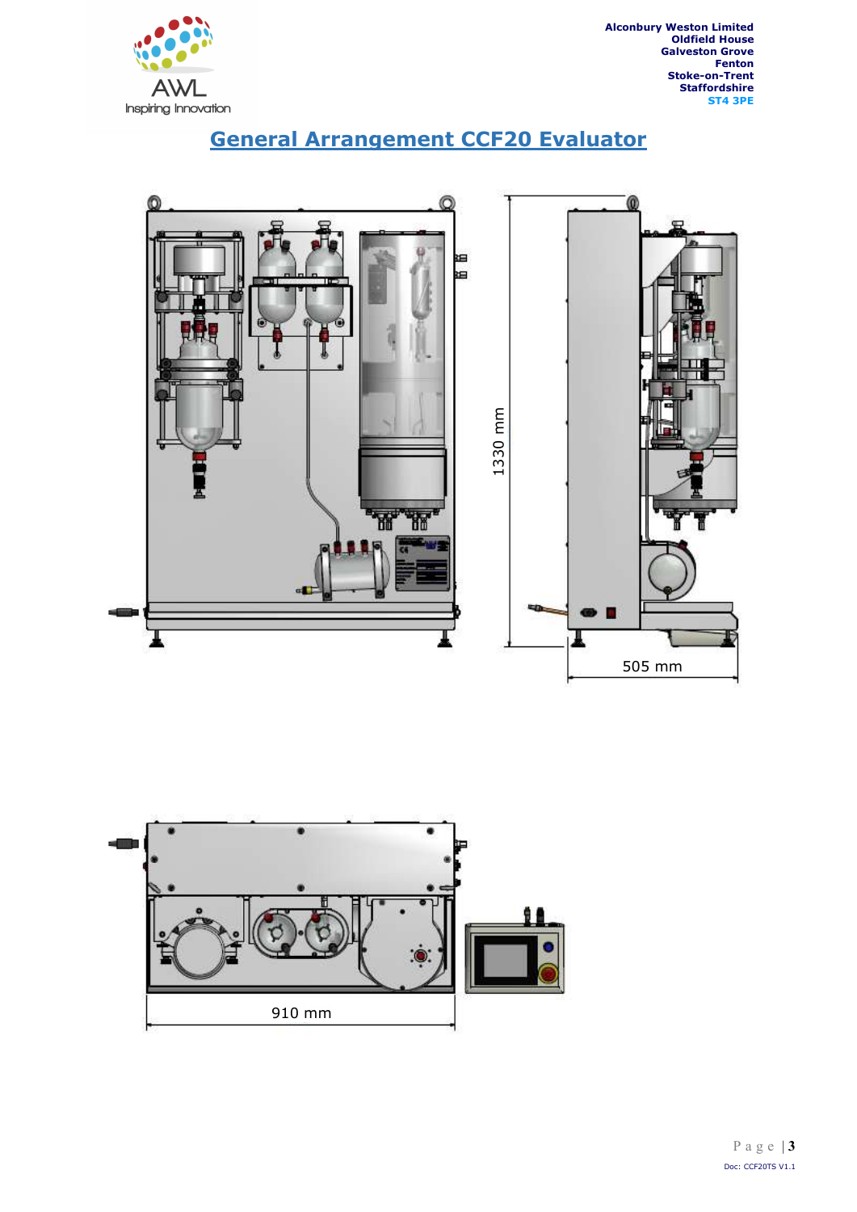Alconbury Weston Limited
Oldfield House
Galveston Grove
Fenton
Stoke-on-Trent
Staffordshire
ST4 3PE

# General Arrangement CCF20 Evaluator

1330 mm

505 mm

910 mm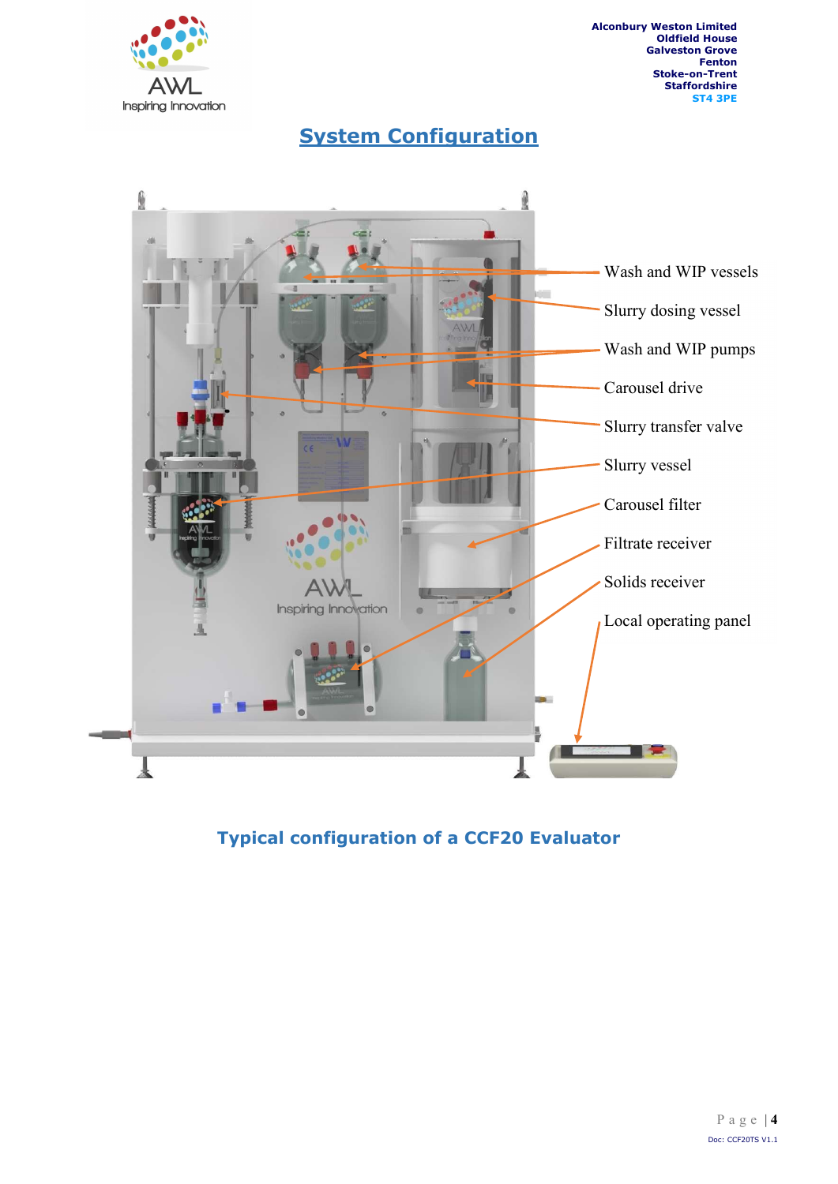## System Configuration

Wash and WIP vessels

Slurry dosing vessel

Wash and WIP pumps

Carousel drive

Slurry transfer valve

Slurry vessel

Carousel filter

Filtrate receiver

Solids receiver

Local operating panel

**Typical configuration of a CCF20 Evaluator**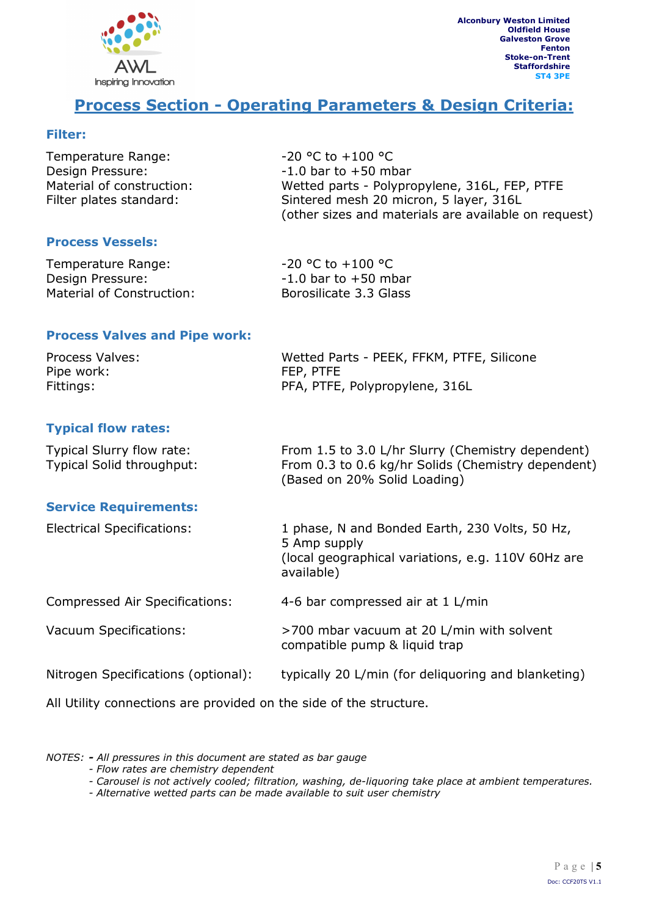Alconbury Weston Limited
Oldfield House
Galveston Grove
Fenton
Stoke-on-Trent
Staffordshire
ST4 3PE

# Process Section - Operating Parameters & Design Criteria:

### Filter:

| | |
|---|---|
| Temperature Range: | -20 °C to +100 °C |
| Design Pressure: | -1.0 bar to +50 mbar |
| Material of construction: | Wetted parts - Polypropylene, 316L, FEP, PTFE |
| Filter plates standard: | Sintered mesh 20 micron, 5 layer, 316L (other sizes and materials are available on request) |

### Process Vessels:

| | |
|---|---|
| Temperature Range: | -20 °C to +100 °C |
| Design Pressure: | -1.0 bar to +50 mbar |
| Material of Construction: | Borosilicate 3.3 Glass |

### Process Valves and Pipe work:

| | |
|---|---|
| Process Valves: | Wetted Parts - PEEK, FFKM, PTFE, Silicone |
| Pipe work: | FEP, PTFE |
| Fittings: | PFA, PTFE, Polypropylene, 316L |

### Typical flow rates:

| | |
|---|---|
| Typical Slurry flow rate: | From 1.5 to 3.0 L/hr Slurry (Chemistry dependent) |
| Typical Solid throughput: | From 0.3 to 0.6 kg/hr Solids (Chemistry dependent) (Based on 20% Solid Loading) |

### Service Requirements:

| | |
|---|---|
| Electrical Specifications: | 1 phase, N and Bonded Earth, 230 Volts, 50 Hz, 5 Amp supply (local geographical variations, e.g. 110V 60Hz are available) |
| Compressed Air Specifications: | 4-6 bar compressed air at 1 L/min |
| Vacuum Specifications: | >700 mbar vacuum at 20 L/min with solvent compatible pump & liquid trap |
| Nitrogen Specifications (optional): | typically 20 L/min (for deliquoring and blanketing) |

All Utility connections are provided on the side of the structure.

*NOTES:* ***-*** *All pressures in this document are stated as bar gauge*
*- Flow rates are chemistry dependent*
*- Carousel is not actively cooled; filtration, washing, de-liquoring take place at ambient temperatures.*
*- Alternative wetted parts can be made available to suit user chemistry*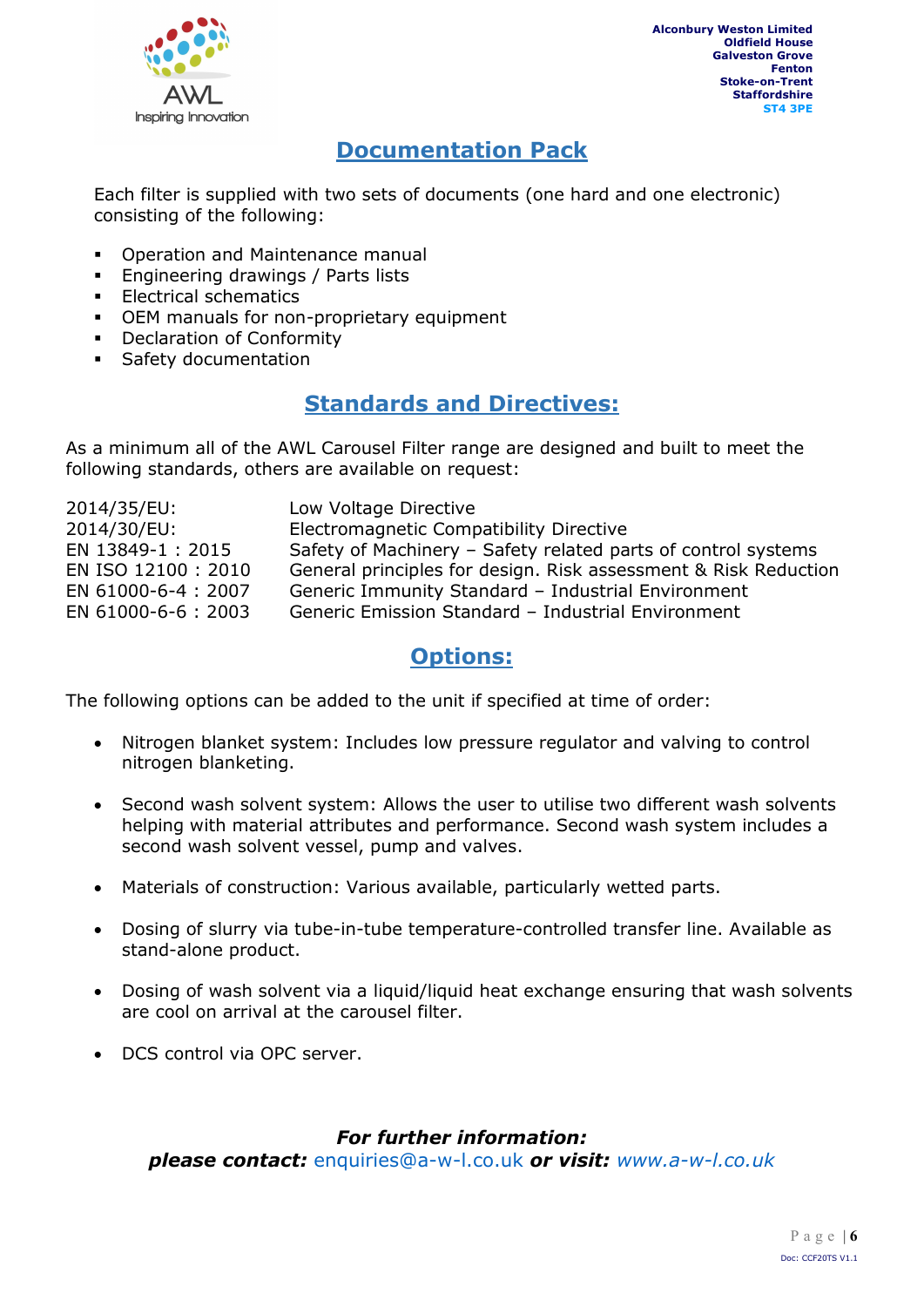Alconbury Weston Limited
Oldfield House
Galveston Grove
Fenton
Stoke-on-Trent
Staffordshire
ST4 3PE

## Documentation Pack

Each filter is supplied with two sets of documents (one hard and one electronic) consisting of the following:

- Operation and Maintenance manual
- Engineering drawings / Parts lists
- Electrical schematics
- OEM manuals for non-proprietary equipment
- Declaration of Conformity
- Safety documentation

## Standards and Directives:

As a minimum all of the AWL Carousel Filter range are designed and built to meet the following standards, others are available on request:

| | |
|---|---|
| 2014/35/EU: | Low Voltage Directive |
| 2014/30/EU: | Electromagnetic Compatibility Directive |
| EN 13849-1 : 2015 | Safety of Machinery – Safety related parts of control systems |
| EN ISO 12100 : 2010 | General principles for design. Risk assessment & Risk Reduction |
| EN 61000-6-4 : 2007 | Generic Immunity Standard – Industrial Environment |
| EN 61000-6-6 : 2003 | Generic Emission Standard – Industrial Environment |

## Options:

The following options can be added to the unit if specified at time of order:

- Nitrogen blanket system: Includes low pressure regulator and valving to control nitrogen blanketing.
- Second wash solvent system: Allows the user to utilise two different wash solvents helping with material attributes and performance. Second wash system includes a second wash solvent vessel, pump and valves.
- Materials of construction: Various available, particularly wetted parts.
- Dosing of slurry via tube-in-tube temperature-controlled transfer line. Available as stand-alone product.
- Dosing of wash solvent via a liquid/liquid heat exchange ensuring that wash solvents are cool on arrival at the carousel filter.
- DCS control via OPC server.

***For further information:***
***please contact:*** enquiries@a-w-l.co.uk ***or visit:*** *www.a-w-l.co.uk*

Doc: CCF20TS V1.1